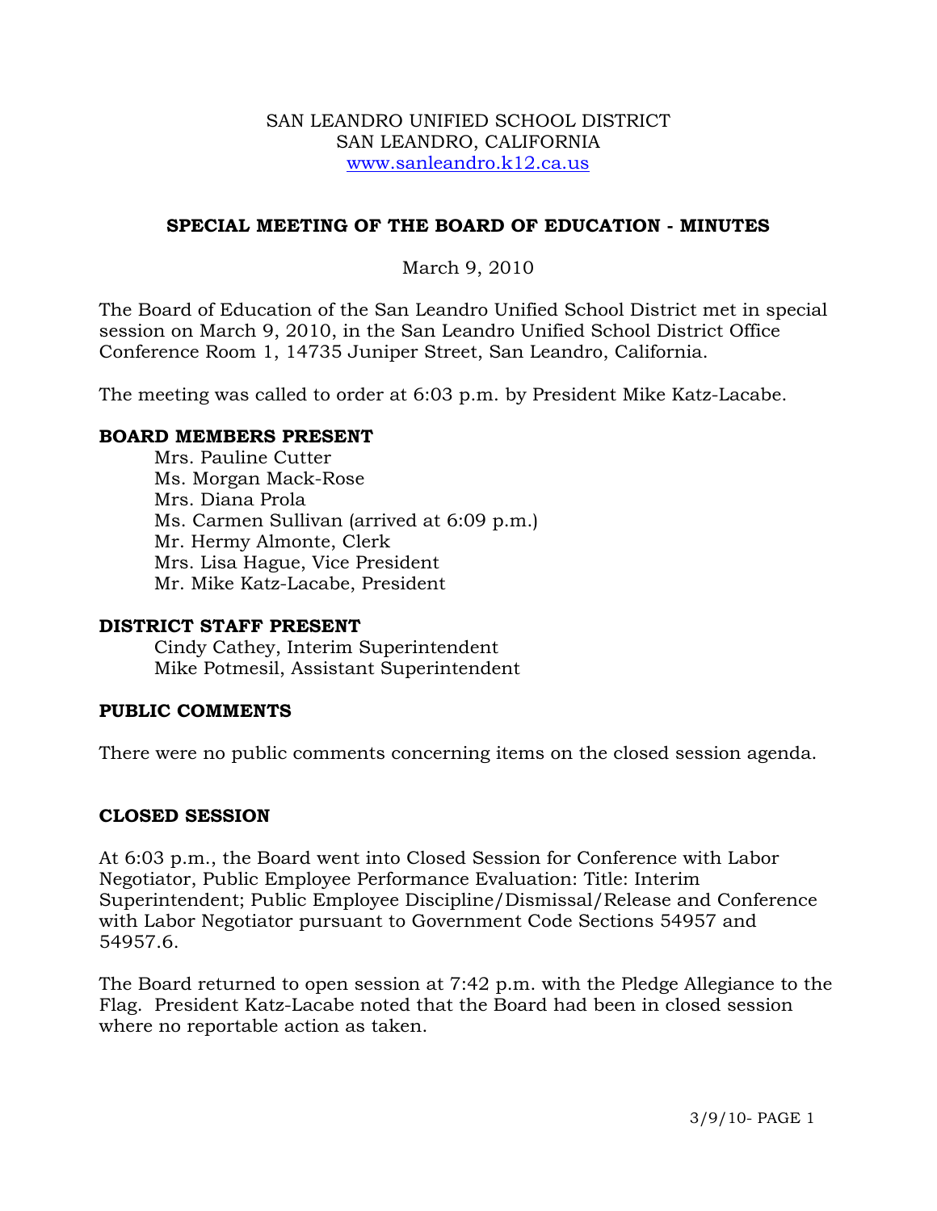SAN LEANDRO UNIFIED SCHOOL DISTRICT
SAN LEANDRO, CALIFORNIA
www.sanleandro.k12.ca.us

## SPECIAL MEETING OF THE BOARD OF EDUCATION - MINUTES

March 9, 2010

The Board of Education of the San Leandro Unified School District met in special session on March 9, 2010, in the San Leandro Unified School District Office Conference Room 1, 14735 Juniper Street, San Leandro, California.

The meeting was called to order at 6:03 p.m. by President Mike Katz-Lacabe.

### BOARD MEMBERS PRESENT

Mrs. Pauline Cutter
Ms. Morgan Mack-Rose
Mrs. Diana Prola
Ms. Carmen Sullivan (arrived at 6:09 p.m.)
Mr. Hermy Almonte, Clerk
Mrs. Lisa Hague, Vice President
Mr. Mike Katz-Lacabe, President

### DISTRICT STAFF PRESENT

Cindy Cathey, Interim Superintendent
Mike Potmesil, Assistant Superintendent

### PUBLIC COMMENTS

There were no public comments concerning items on the closed session agenda.

### CLOSED SESSION

At 6:03 p.m., the Board went into Closed Session for Conference with Labor Negotiator, Public Employee Performance Evaluation: Title: Interim Superintendent; Public Employee Discipline/Dismissal/Release and Conference with Labor Negotiator pursuant to Government Code Sections 54957 and 54957.6.

The Board returned to open session at 7:42 p.m. with the Pledge Allegiance to the Flag. President Katz-Lacabe noted that the Board had been in closed session where no reportable action as taken.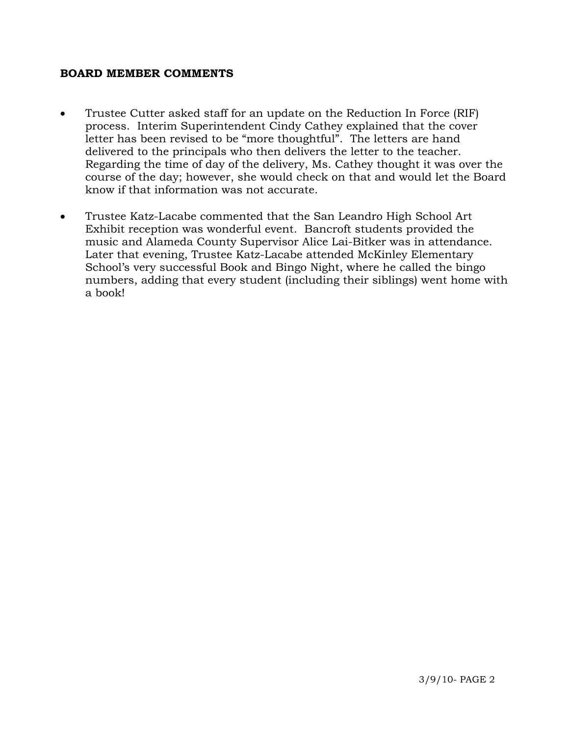**BOARD MEMBER COMMENTS**

- Trustee Cutter asked staff for an update on the Reduction In Force (RIF) process. Interim Superintendent Cindy Cathey explained that the cover letter has been revised to be "more thoughtful". The letters are hand delivered to the principals who then delivers the letter to the teacher. Regarding the time of day of the delivery, Ms. Cathey thought it was over the course of the day; however, she would check on that and would let the Board know if that information was not accurate.

- Trustee Katz-Lacabe commented that the San Leandro High School Art Exhibit reception was wonderful event. Bancroft students provided the music and Alameda County Supervisor Alice Lai-Bitker was in attendance. Later that evening, Trustee Katz-Lacabe attended McKinley Elementary School's very successful Book and Bingo Night, where he called the bingo numbers, adding that every student (including their siblings) went home with a book!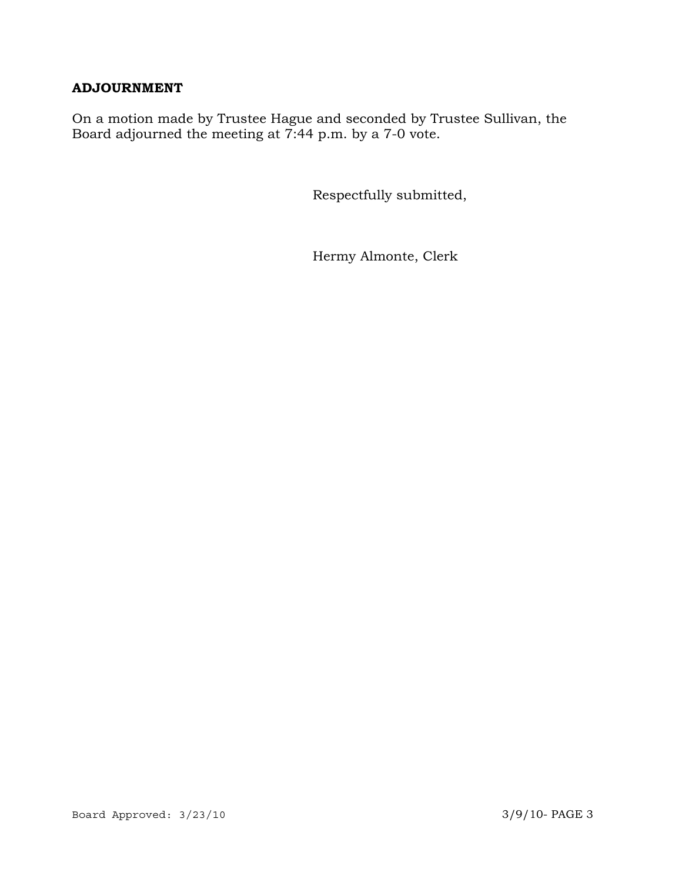**ADJOURNMENT**

On a motion made by Trustee Hague and seconded by Trustee Sullivan, the Board adjourned the meeting at 7:44 p.m. by a 7-0 vote.

Respectfully submitted,

Hermy Almonte, Clerk

Board Approved: 3/23/10